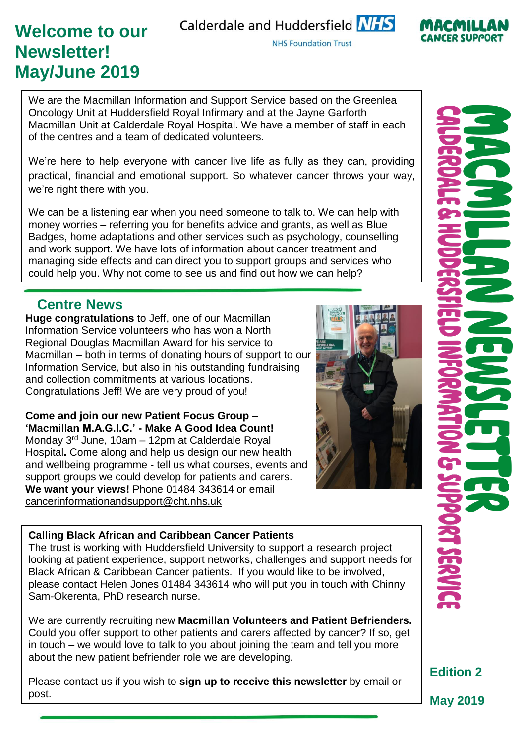# Welcome to our Newsletter! May/June 2019

Calderdale and Huddersfield NHS

NHS Foundation Trust

MACMILLAN CANCER SUPPORT

We are the Macmillan Information and Support Service based on the Greenlea Oncology Unit at Huddersfield Royal Infirmary and at the Jayne Garforth Macmillan Unit at Calderdale Royal Hospital. We have a member of staff in each of the centres and a team of dedicated volunteers.

We're here to help everyone with cancer live life as fully as they can, providing practical, financial and emotional support. So whatever cancer throws your way, we're right there with you.

We can be a listening ear when you need someone to talk to. We can help with money worries – referring you for benefits advice and grants, as well as Blue Badges, home adaptations and other services such as psychology, counselling and work support. We have lots of information about cancer treatment and managing side effects and can direct you to support groups and services who could help you. Why not come to see us and find out how we can help?

## Centre News

**Huge congratulations** to Jeff, one of our Macmillan Information Service volunteers who has won a North Regional Douglas Macmillan Award for his service to Macmillan – both in terms of donating hours of support to our Information Service, but also in his outstanding fundraising and collection commitments at various locations. Congratulations Jeff! We are very proud of you!

**Come and join our new Patient Focus Group – 'Macmillan M.A.G.I.C.' - Make A Good Idea Count!** Monday 3rd June, 10am – 12pm at Calderdale Royal Hospital**.** Come along and help us design our new health and wellbeing programme - tell us what courses, events and support groups we could develop for patients and carers. **We want your views!** Phone 01484 343614 or email cancerinformationandsupport@cht.nhs.uk

**Calling Black African and Caribbean Cancer Patients**
The trust is working with Huddersfield University to support a research project looking at patient experience, support networks, challenges and support needs for Black African & Caribbean Cancer patients. If you would like to be involved, please contact Helen Jones 01484 343614 who will put you in touch with Chinny Sam-Okerenta, PhD research nurse.

We are currently recruiting new **Macmillan Volunteers and Patient Befrienders.** Could you offer support to other patients and carers affected by cancer? If so, get in touch – we would love to talk to you about joining the team and tell you more about the new patient befriender role we are developing.

Please contact us if you wish to **sign up to receive this newsletter** by email or post.

MACMILLAN NEWSLETTER
CALDERDALE & HUDDERSFIELD INFORMATION & SUPPORT SERVICE

**Edition 2**

**May 2019**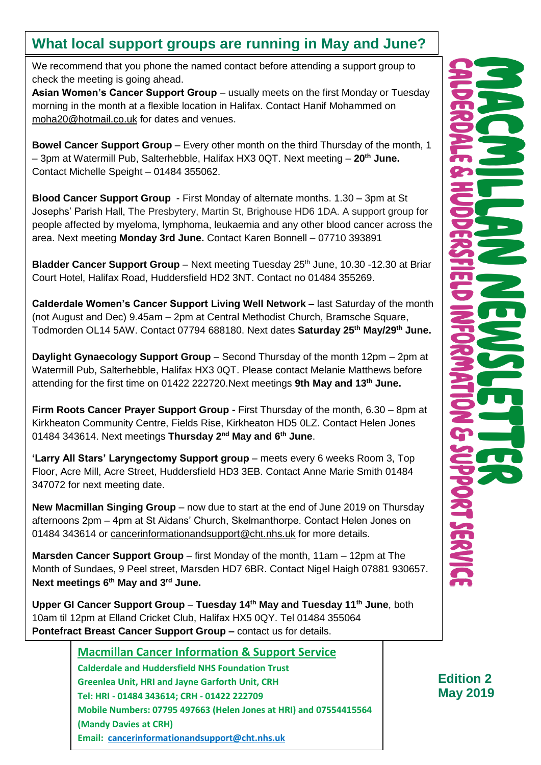## What local support groups are running in May and June?

We recommend that you phone the named contact before attending a support group to check the meeting is going ahead.

**Asian Women's Cancer Support Group** – usually meets on the first Monday or Tuesday morning in the month at a flexible location in Halifax. Contact Hanif Mohammed on moha20@hotmail.co.uk for dates and venues.

**Bowel Cancer Support Group** – Every other month on the third Thursday of the month, 1 – 3pm at Watermill Pub, Salterhebble, Halifax HX3 0QT. Next meeting – **20th June.** Contact Michelle Speight – 01484 355062.

**Blood Cancer Support Group** - First Monday of alternate months. 1.30 – 3pm at St Josephs' Parish Hall, The Presbytery, Martin St, Brighouse HD6 1DA. A support group for people affected by myeloma, lymphoma, leukaemia and any other blood cancer across the area. Next meeting **Monday 3rd June.** Contact Karen Bonnell – 07710 393891

**Bladder Cancer Support Group** – Next meeting Tuesday 25th June, 10.30 -12.30 at Briar Court Hotel, Halifax Road, Huddersfield HD2 3NT. Contact no 01484 355269.

**Calderdale Women's Cancer Support Living Well Network –** last Saturday of the month (not August and Dec) 9.45am – 2pm at Central Methodist Church, Bramsche Square, Todmorden OL14 5AW. Contact 07794 688180. Next dates **Saturday 25th May/29th June.**

**Daylight Gynaecology Support Group** – Second Thursday of the month 12pm – 2pm at Watermill Pub, Salterhebble, Halifax HX3 0QT. Please contact Melanie Matthews before attending for the first time on 01422 222720.Next meetings **9th May and 13th June.**

**Firm Roots Cancer Prayer Support Group -** First Thursday of the month, 6.30 – 8pm at Kirkheaton Community Centre, Fields Rise, Kirkheaton HD5 0LZ. Contact Helen Jones 01484 343614. Next meetings **Thursday 2nd May and 6th June**.

**'Larry All Stars' Laryngectomy Support group** – meets every 6 weeks Room 3, Top Floor, Acre Mill, Acre Street, Huddersfield HD3 3EB. Contact Anne Marie Smith 01484 347072 for next meeting date.

**New Macmillan Singing Group** – now due to start at the end of June 2019 on Thursday afternoons 2pm – 4pm at St Aidans' Church, Skelmanthorpe. Contact Helen Jones on 01484 343614 or cancerinformationandsupport@cht.nhs.uk for more details.

**Marsden Cancer Support Group** – first Monday of the month, 11am – 12pm at The Month of Sundaes, 9 Peel street, Marsden HD7 6BR. Contact Nigel Haigh 07881 930657. **Next meetings 6th May and 3rd June.**

**Upper GI Cancer Support Group** – **Tuesday 14th May and Tuesday 11th June**, both 10am til 12pm at Elland Cricket Club, Halifax HX5 0QY. Tel 01484 355064
**Pontefract Breast Cancer Support Group –** contact us for details.

**Macmillan Cancer Information & Support Service**
**Calderdale and Huddersfield NHS Foundation Trust**
**Greenlea Unit, HRI and Jayne Garforth Unit, CRH**
**Tel: HRI - 01484 343614; CRH - 01422 222709**
**Mobile Numbers: 07795 497663 (Helen Jones at HRI) and 07554415564 (Mandy Davies at CRH)**
**Email: cancerinformationandsupport@cht.nhs.uk**

MACMILLAN NEWSLETTER
CALDERDALE & HUDDERSFIELD INFORMATION & SUPPORT SERVICE

**Edition 2**
**May 2019**